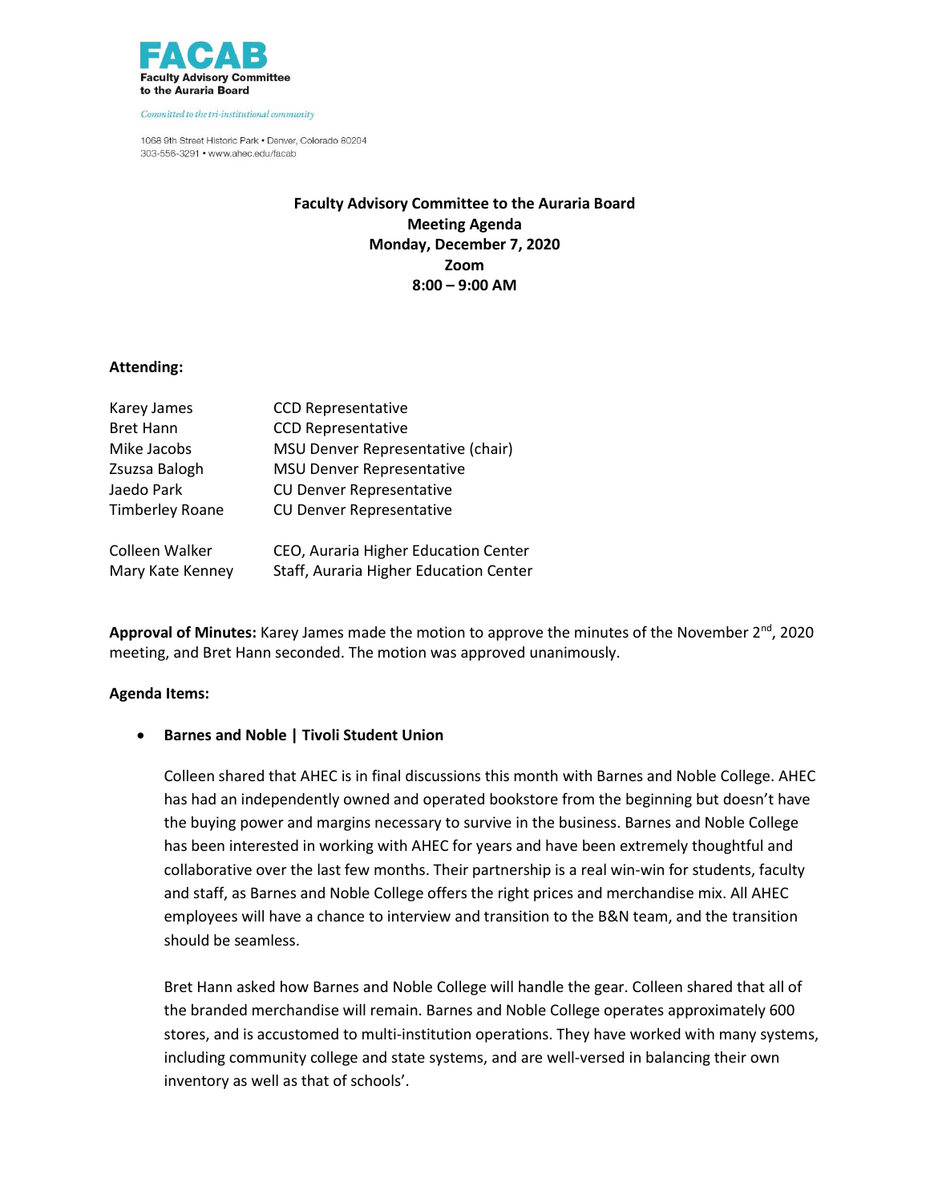**FACAB**
**Faculty Advisory Committee to the Auraria Board**

*Committed to the tri-institutional community*

1068 9th Street Historic Park • Denver, Colorado 80204
303-556-3291 • www.ahec.edu/facab

**Faculty Advisory Committee to the Auraria Board**
**Meeting Agenda**
**Monday, December 7, 2020**
**Zoom**
**8:00 – 9:00 AM**

**Attending:**

| | |
|---|---|
| Karey James | CCD Representative |
| Bret Hann | CCD Representative |
| Mike Jacobs | MSU Denver Representative (chair) |
| Zsuzsa Balogh | MSU Denver Representative |
| Jaedo Park | CU Denver Representative |
| Timberley Roane | CU Denver Representative |
| Colleen Walker | CEO, Auraria Higher Education Center |
| Mary Kate Kenney | Staff, Auraria Higher Education Center |

**Approval of Minutes:** Karey James made the motion to approve the minutes of the November 2nd, 2020 meeting, and Bret Hann seconded. The motion was approved unanimously.

**Agenda Items:**

- **Barnes and Noble | Tivoli Student Union**

  Colleen shared that AHEC is in final discussions this month with Barnes and Noble College. AHEC has had an independently owned and operated bookstore from the beginning but doesn't have the buying power and margins necessary to survive in the business. Barnes and Noble College has been interested in working with AHEC for years and have been extremely thoughtful and collaborative over the last few months. Their partnership is a real win-win for students, faculty and staff, as Barnes and Noble College offers the right prices and merchandise mix. All AHEC employees will have a chance to interview and transition to the B&N team, and the transition should be seamless.

  Bret Hann asked how Barnes and Noble College will handle the gear. Colleen shared that all of the branded merchandise will remain. Barnes and Noble College operates approximately 600 stores, and is accustomed to multi-institution operations. They have worked with many systems, including community college and state systems, and are well-versed in balancing their own inventory as well as that of schools'.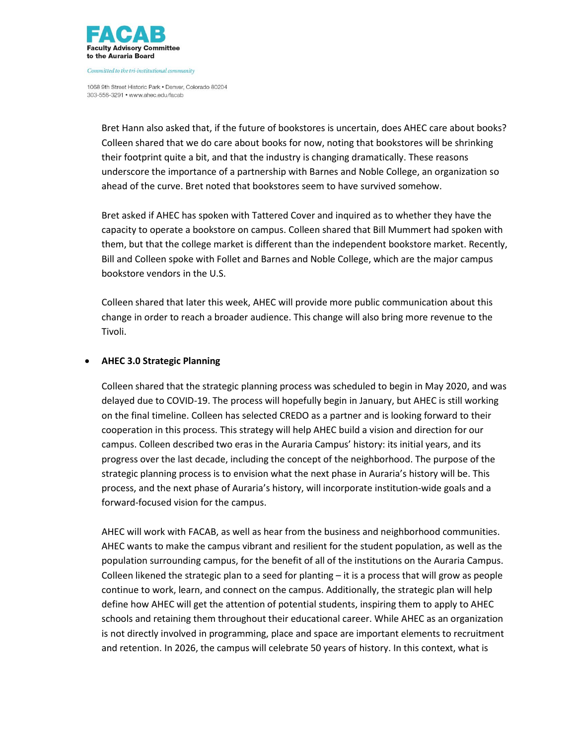Bret Hann also asked that, if the future of bookstores is uncertain, does AHEC care about books? Colleen shared that we do care about books for now, noting that bookstores will be shrinking their footprint quite a bit, and that the industry is changing dramatically. These reasons underscore the importance of a partnership with Barnes and Noble College, an organization so ahead of the curve. Bret noted that bookstores seem to have survived somehow.

Bret asked if AHEC has spoken with Tattered Cover and inquired as to whether they have the capacity to operate a bookstore on campus. Colleen shared that Bill Mummert had spoken with them, but that the college market is different than the independent bookstore market. Recently, Bill and Colleen spoke with Follet and Barnes and Noble College, which are the major campus bookstore vendors in the U.S.

Colleen shared that later this week, AHEC will provide more public communication about this change in order to reach a broader audience. This change will also bring more revenue to the Tivoli.

- **AHEC 3.0 Strategic Planning**

  Colleen shared that the strategic planning process was scheduled to begin in May 2020, and was delayed due to COVID-19. The process will hopefully begin in January, but AHEC is still working on the final timeline. Colleen has selected CREDO as a partner and is looking forward to their cooperation in this process. This strategy will help AHEC build a vision and direction for our campus. Colleen described two eras in the Auraria Campus' history: its initial years, and its progress over the last decade, including the concept of the neighborhood. The purpose of the strategic planning process is to envision what the next phase in Auraria's history will be. This process, and the next phase of Auraria's history, will incorporate institution-wide goals and a forward-focused vision for the campus.

  AHEC will work with FACAB, as well as hear from the business and neighborhood communities. AHEC wants to make the campus vibrant and resilient for the student population, as well as the population surrounding campus, for the benefit of all of the institutions on the Auraria Campus. Colleen likened the strategic plan to a seed for planting – it is a process that will grow as people continue to work, learn, and connect on the campus. Additionally, the strategic plan will help define how AHEC will get the attention of potential students, inspiring them to apply to AHEC schools and retaining them throughout their educational career. While AHEC as an organization is not directly involved in programming, place and space are important elements to recruitment and retention. In 2026, the campus will celebrate 50 years of history. In this context, what is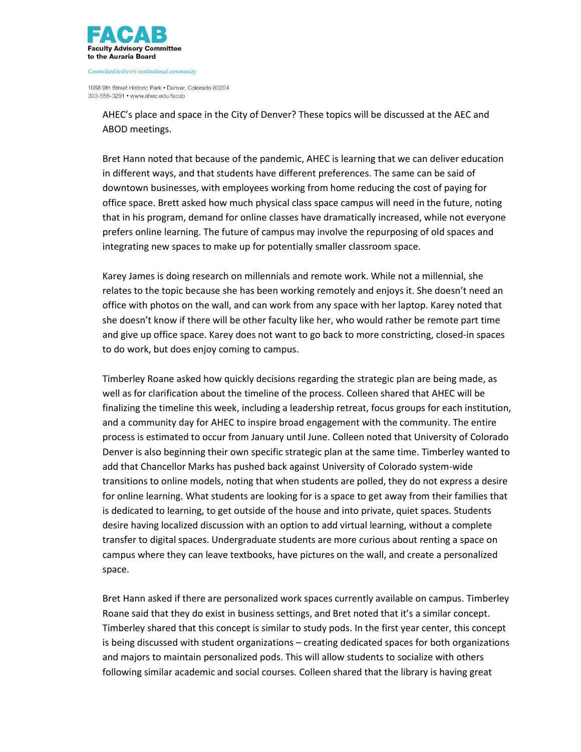AHEC's place and space in the City of Denver? These topics will be discussed at the AEC and ABOD meetings.

Bret Hann noted that because of the pandemic, AHEC is learning that we can deliver education in different ways, and that students have different preferences. The same can be said of downtown businesses, with employees working from home reducing the cost of paying for office space. Brett asked how much physical class space campus will need in the future, noting that in his program, demand for online classes have dramatically increased, while not everyone prefers online learning. The future of campus may involve the repurposing of old spaces and integrating new spaces to make up for potentially smaller classroom space.

Karey James is doing research on millennials and remote work. While not a millennial, she relates to the topic because she has been working remotely and enjoys it. She doesn't need an office with photos on the wall, and can work from any space with her laptop. Karey noted that she doesn't know if there will be other faculty like her, who would rather be remote part time and give up office space. Karey does not want to go back to more constricting, closed-in spaces to do work, but does enjoy coming to campus.

Timberley Roane asked how quickly decisions regarding the strategic plan are being made, as well as for clarification about the timeline of the process. Colleen shared that AHEC will be finalizing the timeline this week, including a leadership retreat, focus groups for each institution, and a community day for AHEC to inspire broad engagement with the community. The entire process is estimated to occur from January until June. Colleen noted that University of Colorado Denver is also beginning their own specific strategic plan at the same time. Timberley wanted to add that Chancellor Marks has pushed back against University of Colorado system-wide transitions to online models, noting that when students are polled, they do not express a desire for online learning. What students are looking for is a space to get away from their families that is dedicated to learning, to get outside of the house and into private, quiet spaces. Students desire having localized discussion with an option to add virtual learning, without a complete transfer to digital spaces. Undergraduate students are more curious about renting a space on campus where they can leave textbooks, have pictures on the wall, and create a personalized space.

Bret Hann asked if there are personalized work spaces currently available on campus. Timberley Roane said that they do exist in business settings, and Bret noted that it's a similar concept. Timberley shared that this concept is similar to study pods. In the first year center, this concept is being discussed with student organizations – creating dedicated spaces for both organizations and majors to maintain personalized pods. This will allow students to socialize with others following similar academic and social courses. Colleen shared that the library is having great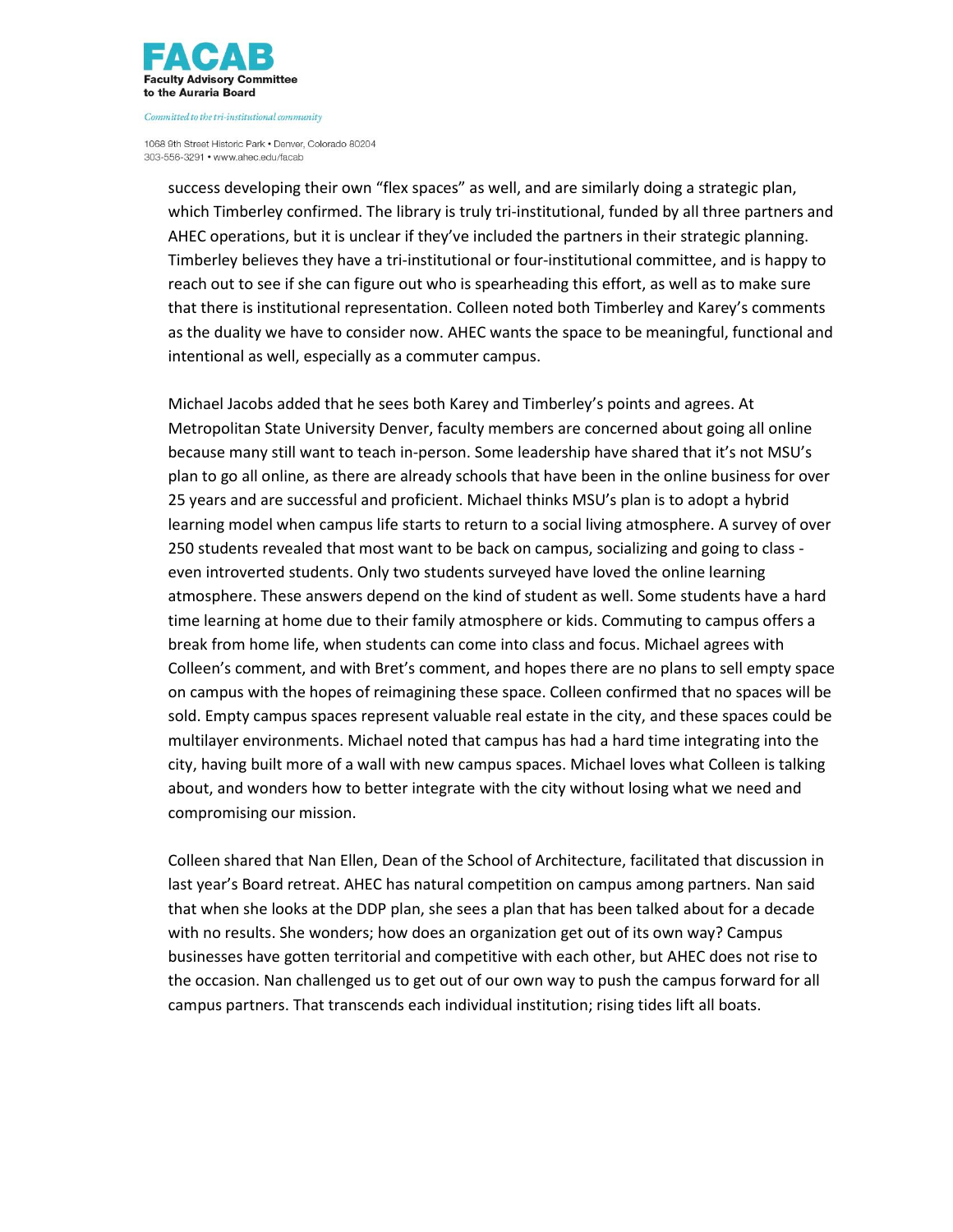success developing their own "flex spaces" as well, and are similarly doing a strategic plan, which Timberley confirmed. The library is truly tri-institutional, funded by all three partners and AHEC operations, but it is unclear if they've included the partners in their strategic planning. Timberley believes they have a tri-institutional or four-institutional committee, and is happy to reach out to see if she can figure out who is spearheading this effort, as well as to make sure that there is institutional representation. Colleen noted both Timberley and Karey's comments as the duality we have to consider now. AHEC wants the space to be meaningful, functional and intentional as well, especially as a commuter campus.

Michael Jacobs added that he sees both Karey and Timberley's points and agrees. At Metropolitan State University Denver, faculty members are concerned about going all online because many still want to teach in-person. Some leadership have shared that it's not MSU's plan to go all online, as there are already schools that have been in the online business for over 25 years and are successful and proficient. Michael thinks MSU's plan is to adopt a hybrid learning model when campus life starts to return to a social living atmosphere. A survey of over 250 students revealed that most want to be back on campus, socializing and going to class - even introverted students. Only two students surveyed have loved the online learning atmosphere. These answers depend on the kind of student as well. Some students have a hard time learning at home due to their family atmosphere or kids. Commuting to campus offers a break from home life, when students can come into class and focus. Michael agrees with Colleen's comment, and with Bret's comment, and hopes there are no plans to sell empty space on campus with the hopes of reimagining these space. Colleen confirmed that no spaces will be sold. Empty campus spaces represent valuable real estate in the city, and these spaces could be multilayer environments. Michael noted that campus has had a hard time integrating into the city, having built more of a wall with new campus spaces. Michael loves what Colleen is talking about, and wonders how to better integrate with the city without losing what we need and compromising our mission.

Colleen shared that Nan Ellen, Dean of the School of Architecture, facilitated that discussion in last year's Board retreat. AHEC has natural competition on campus among partners. Nan said that when she looks at the DDP plan, she sees a plan that has been talked about for a decade with no results. She wonders; how does an organization get out of its own way? Campus businesses have gotten territorial and competitive with each other, but AHEC does not rise to the occasion. Nan challenged us to get out of our own way to push the campus forward for all campus partners. That transcends each individual institution; rising tides lift all boats.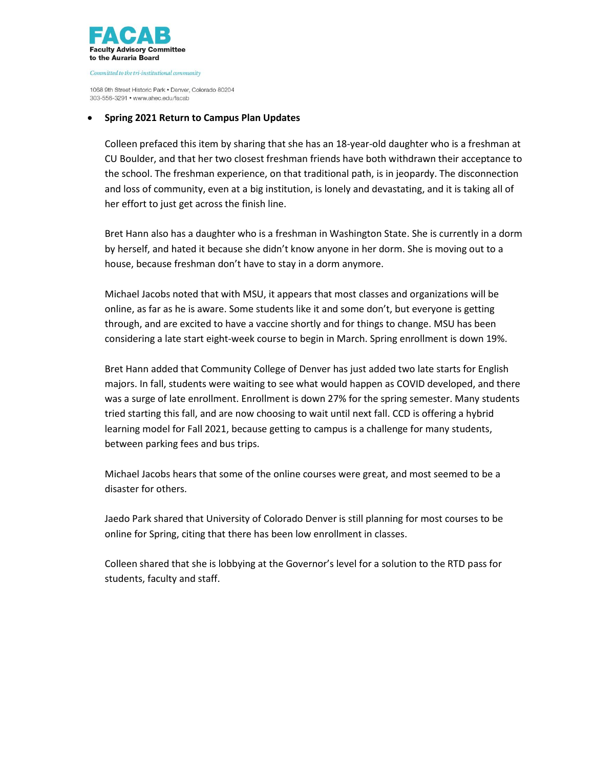- **Spring 2021 Return to Campus Plan Updates**

  Colleen prefaced this item by sharing that she has an 18-year-old daughter who is a freshman at CU Boulder, and that her two closest freshman friends have both withdrawn their acceptance to the school. The freshman experience, on that traditional path, is in jeopardy. The disconnection and loss of community, even at a big institution, is lonely and devastating, and it is taking all of her effort to just get across the finish line.

  Bret Hann also has a daughter who is a freshman in Washington State. She is currently in a dorm by herself, and hated it because she didn't know anyone in her dorm. She is moving out to a house, because freshman don't have to stay in a dorm anymore.

  Michael Jacobs noted that with MSU, it appears that most classes and organizations will be online, as far as he is aware. Some students like it and some don't, but everyone is getting through, and are excited to have a vaccine shortly and for things to change. MSU has been considering a late start eight-week course to begin in March. Spring enrollment is down 19%.

  Bret Hann added that Community College of Denver has just added two late starts for English majors. In fall, students were waiting to see what would happen as COVID developed, and there was a surge of late enrollment. Enrollment is down 27% for the spring semester. Many students tried starting this fall, and are now choosing to wait until next fall. CCD is offering a hybrid learning model for Fall 2021, because getting to campus is a challenge for many students, between parking fees and bus trips.

  Michael Jacobs hears that some of the online courses were great, and most seemed to be a disaster for others.

  Jaedo Park shared that University of Colorado Denver is still planning for most courses to be online for Spring, citing that there has been low enrollment in classes.

  Colleen shared that she is lobbying at the Governor's level for a solution to the RTD pass for students, faculty and staff.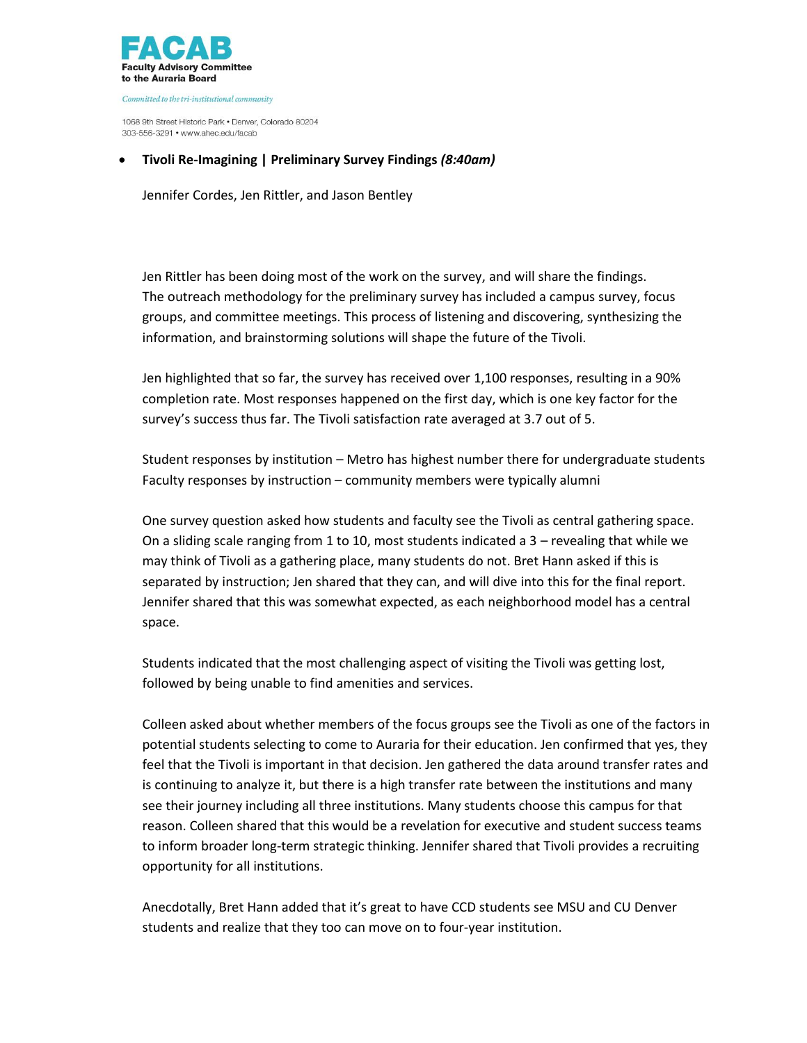- **Tivoli Re-Imagining | Preliminary Survey Findings *(8:40am)***

  Jennifer Cordes, Jen Rittler, and Jason Bentley

  Jen Rittler has been doing most of the work on the survey, and will share the findings. The outreach methodology for the preliminary survey has included a campus survey, focus groups, and committee meetings. This process of listening and discovering, synthesizing the information, and brainstorming solutions will shape the future of the Tivoli.

  Jen highlighted that so far, the survey has received over 1,100 responses, resulting in a 90% completion rate. Most responses happened on the first day, which is one key factor for the survey's success thus far. The Tivoli satisfaction rate averaged at 3.7 out of 5.

  Student responses by institution – Metro has highest number there for undergraduate students
  Faculty responses by instruction – community members were typically alumni

  One survey question asked how students and faculty see the Tivoli as central gathering space. On a sliding scale ranging from 1 to 10, most students indicated a 3 – revealing that while we may think of Tivoli as a gathering place, many students do not. Bret Hann asked if this is separated by instruction; Jen shared that they can, and will dive into this for the final report. Jennifer shared that this was somewhat expected, as each neighborhood model has a central space.

  Students indicated that the most challenging aspect of visiting the Tivoli was getting lost, followed by being unable to find amenities and services.

  Colleen asked about whether members of the focus groups see the Tivoli as one of the factors in potential students selecting to come to Auraria for their education. Jen confirmed that yes, they feel that the Tivoli is important in that decision. Jen gathered the data around transfer rates and is continuing to analyze it, but there is a high transfer rate between the institutions and many see their journey including all three institutions. Many students choose this campus for that reason. Colleen shared that this would be a revelation for executive and student success teams to inform broader long-term strategic thinking. Jennifer shared that Tivoli provides a recruiting opportunity for all institutions.

  Anecdotally, Bret Hann added that it's great to have CCD students see MSU and CU Denver students and realize that they too can move on to four-year institution.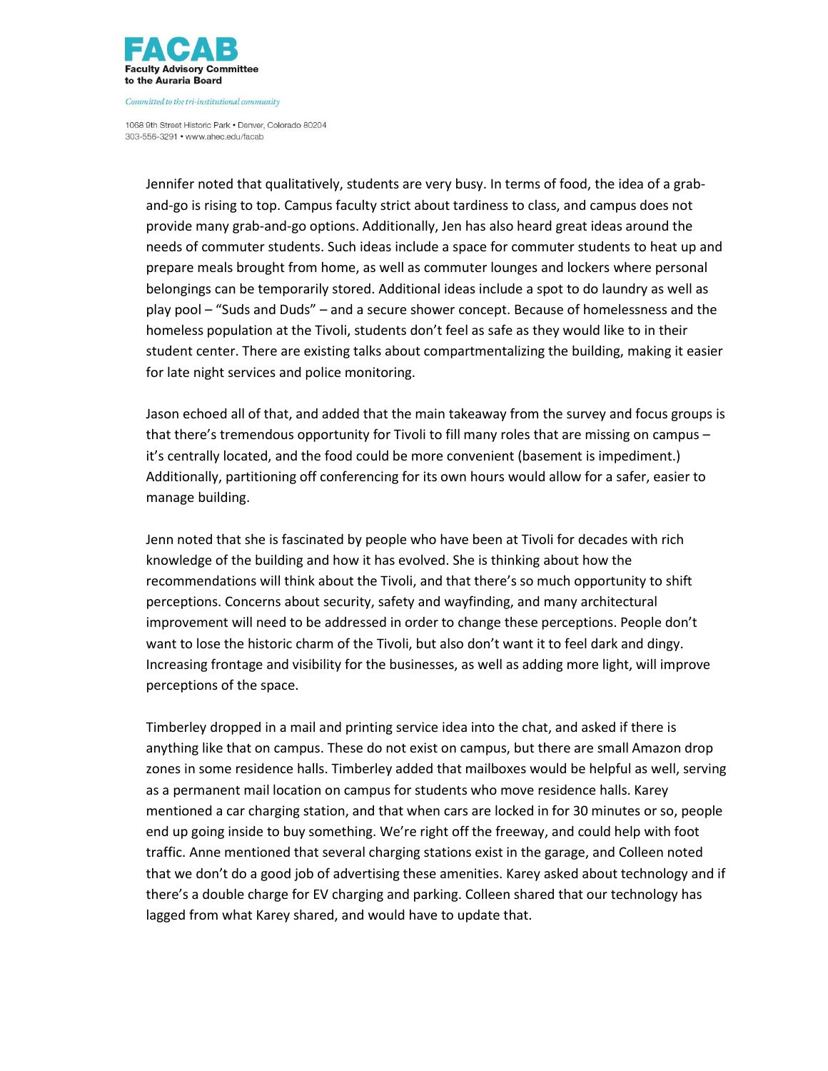Jennifer noted that qualitatively, students are very busy. In terms of food, the idea of a grab-and-go is rising to top. Campus faculty strict about tardiness to class, and campus does not provide many grab-and-go options. Additionally, Jen has also heard great ideas around the needs of commuter students. Such ideas include a space for commuter students to heat up and prepare meals brought from home, as well as commuter lounges and lockers where personal belongings can be temporarily stored. Additional ideas include a spot to do laundry as well as play pool – "Suds and Duds" – and a secure shower concept. Because of homelessness and the homeless population at the Tivoli, students don't feel as safe as they would like to in their student center. There are existing talks about compartmentalizing the building, making it easier for late night services and police monitoring.

Jason echoed all of that, and added that the main takeaway from the survey and focus groups is that there's tremendous opportunity for Tivoli to fill many roles that are missing on campus – it's centrally located, and the food could be more convenient (basement is impediment.) Additionally, partitioning off conferencing for its own hours would allow for a safer, easier to manage building.

Jenn noted that she is fascinated by people who have been at Tivoli for decades with rich knowledge of the building and how it has evolved. She is thinking about how the recommendations will think about the Tivoli, and that there's so much opportunity to shift perceptions. Concerns about security, safety and wayfinding, and many architectural improvement will need to be addressed in order to change these perceptions. People don't want to lose the historic charm of the Tivoli, but also don't want it to feel dark and dingy. Increasing frontage and visibility for the businesses, as well as adding more light, will improve perceptions of the space.

Timberley dropped in a mail and printing service idea into the chat, and asked if there is anything like that on campus. These do not exist on campus, but there are small Amazon drop zones in some residence halls. Timberley added that mailboxes would be helpful as well, serving as a permanent mail location on campus for students who move residence halls. Karey mentioned a car charging station, and that when cars are locked in for 30 minutes or so, people end up going inside to buy something. We're right off the freeway, and could help with foot traffic. Anne mentioned that several charging stations exist in the garage, and Colleen noted that we don't do a good job of advertising these amenities. Karey asked about technology and if there's a double charge for EV charging and parking. Colleen shared that our technology has lagged from what Karey shared, and would have to update that.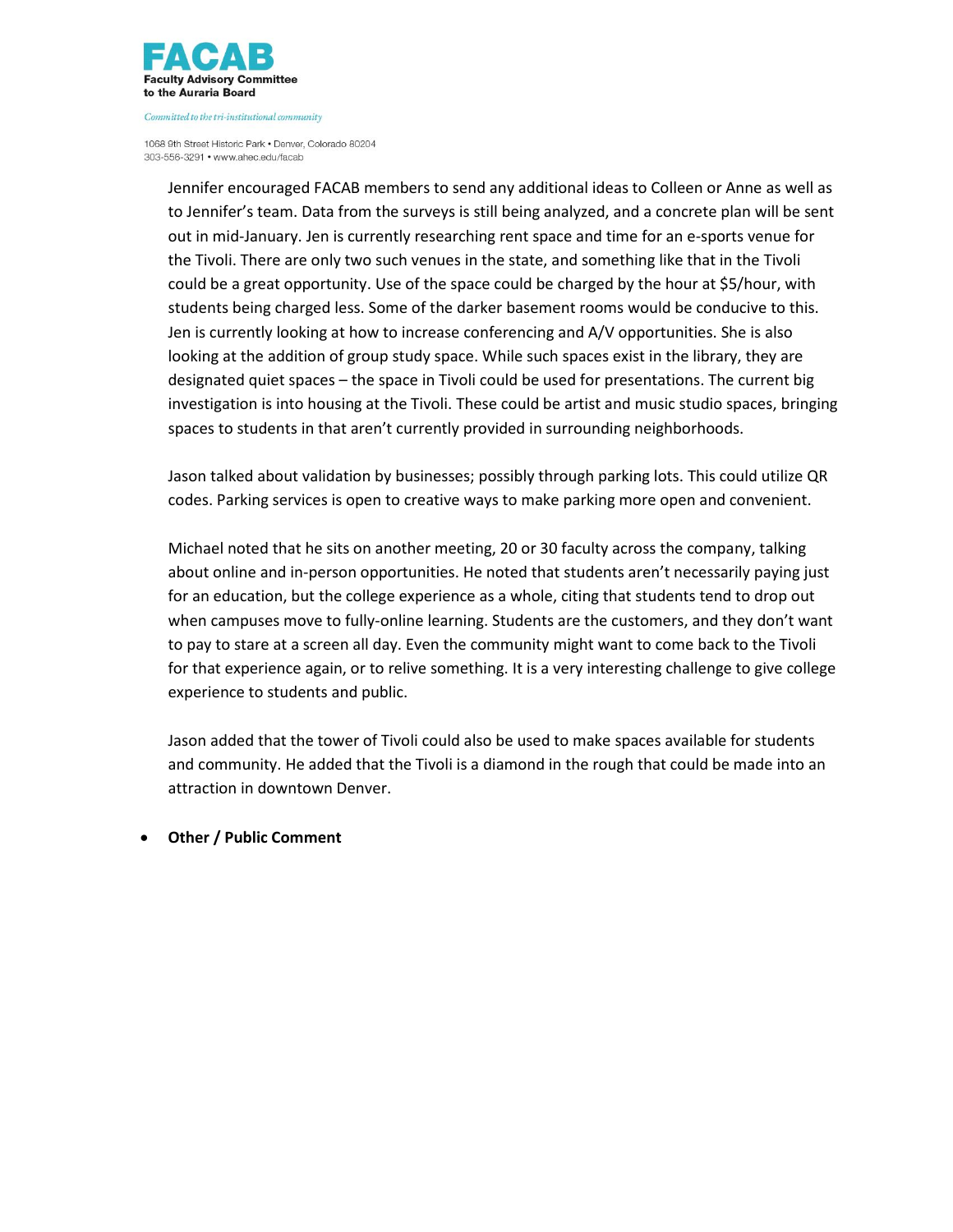Jennifer encouraged FACAB members to send any additional ideas to Colleen or Anne as well as to Jennifer's team. Data from the surveys is still being analyzed, and a concrete plan will be sent out in mid-January. Jen is currently researching rent space and time for an e-sports venue for the Tivoli. There are only two such venues in the state, and something like that in the Tivoli could be a great opportunity. Use of the space could be charged by the hour at $5/hour, with students being charged less. Some of the darker basement rooms would be conducive to this. Jen is currently looking at how to increase conferencing and A/V opportunities. She is also looking at the addition of group study space. While such spaces exist in the library, they are designated quiet spaces – the space in Tivoli could be used for presentations. The current big investigation is into housing at the Tivoli. These could be artist and music studio spaces, bringing spaces to students in that aren't currently provided in surrounding neighborhoods.

Jason talked about validation by businesses; possibly through parking lots. This could utilize QR codes. Parking services is open to creative ways to make parking more open and convenient.

Michael noted that he sits on another meeting, 20 or 30 faculty across the company, talking about online and in-person opportunities. He noted that students aren't necessarily paying just for an education, but the college experience as a whole, citing that students tend to drop out when campuses move to fully-online learning. Students are the customers, and they don't want to pay to stare at a screen all day. Even the community might want to come back to the Tivoli for that experience again, or to relive something. It is a very interesting challenge to give college experience to students and public.

Jason added that the tower of Tivoli could also be used to make spaces available for students and community. He added that the Tivoli is a diamond in the rough that could be made into an attraction in downtown Denver.

- **Other / Public Comment**